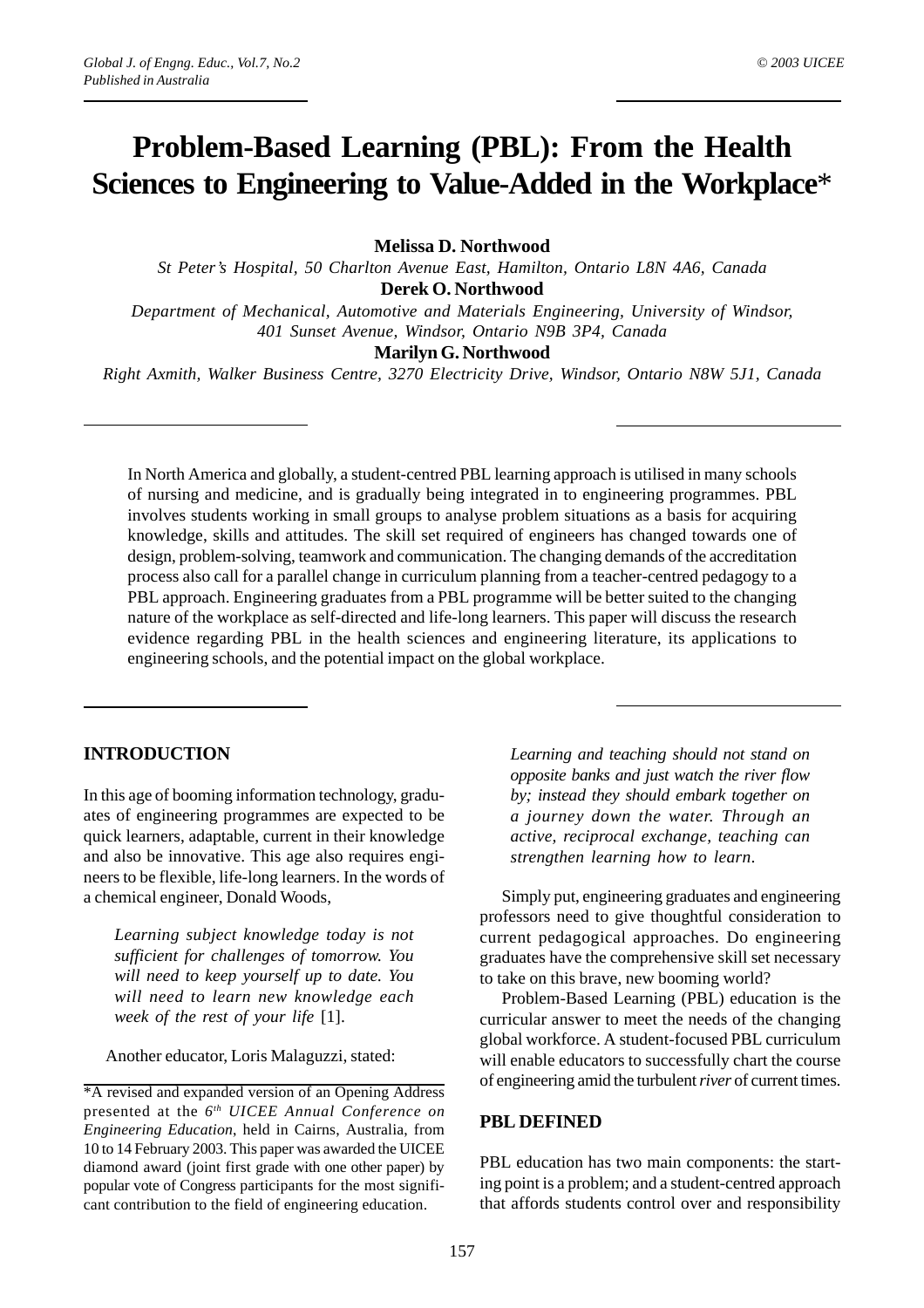# Problem-Based Learning (PBL): From the Health Sciences to Engineering to Value-Added in the Workplace*

**Melissa D. Northwood**

*St Peter's Hospital, 50 Charlton Avenue East, Hamilton, Ontario L8N 4A6, Canada*

**Derek O. Northwood**

*Department of Mechanical, Automotive and Materials Engineering, University of Windsor, 401 Sunset Avenue, Windsor, Ontario N9B 3P4, Canada*

**Marilyn G. Northwood**

*Right Axmith, Walker Business Centre, 3270 Electricity Drive, Windsor, Ontario N8W 5J1, Canada*

In North America and globally, a student-centred PBL learning approach is utilised in many schools of nursing and medicine, and is gradually being integrated in to engineering programmes. PBL involves students working in small groups to analyse problem situations as a basis for acquiring knowledge, skills and attitudes. The skill set required of engineers has changed towards one of design, problem-solving, teamwork and communication. The changing demands of the accreditation process also call for a parallel change in curriculum planning from a teacher-centred pedagogy to a PBL approach. Engineering graduates from a PBL programme will be better suited to the changing nature of the workplace as self-directed and life-long learners. This paper will discuss the research evidence regarding PBL in the health sciences and engineering literature, its applications to engineering schools, and the potential impact on the global workplace.

## INTRODUCTION

In this age of booming information technology, graduates of engineering programmes are expected to be quick learners, adaptable, current in their knowledge and also be innovative. This age also requires engineers to be flexible, life-long learners. In the words of a chemical engineer, Donald Woods,

> *Learning subject knowledge today is not sufficient for challenges of tomorrow. You will need to keep yourself up to date. You will need to learn new knowledge each week of the rest of your life* [1].

Another educator, Loris Malaguzzi, stated:

> *Learning and teaching should not stand on opposite banks and just watch the river flow by; instead they should embark together on a journey down the water. Through an active, reciprocal exchange, teaching can strengthen learning how to learn.*

Simply put, engineering graduates and engineering professors need to give thoughtful consideration to current pedagogical approaches. Do engineering graduates have the comprehensive skill set necessary to take on this brave, new booming world?

Problem-Based Learning (PBL) education is the curricular answer to meet the needs of the changing global workforce. A student-focused PBL curriculum will enable educators to successfully chart the course of engineering amid the turbulent *river* of current times.

## PBL DEFINED

PBL education has two main components: the starting point is a problem; and a student-centred approach that affords students control over and responsibility

\*A revised and expanded version of an Opening Address presented at the *6th UICEE Annual Conference on Engineering Education*, held in Cairns, Australia, from 10 to 14 February 2003. This paper was awarded the UICEE diamond award (joint first grade with one other paper) by popular vote of Congress participants for the most significant contribution to the field of engineering education.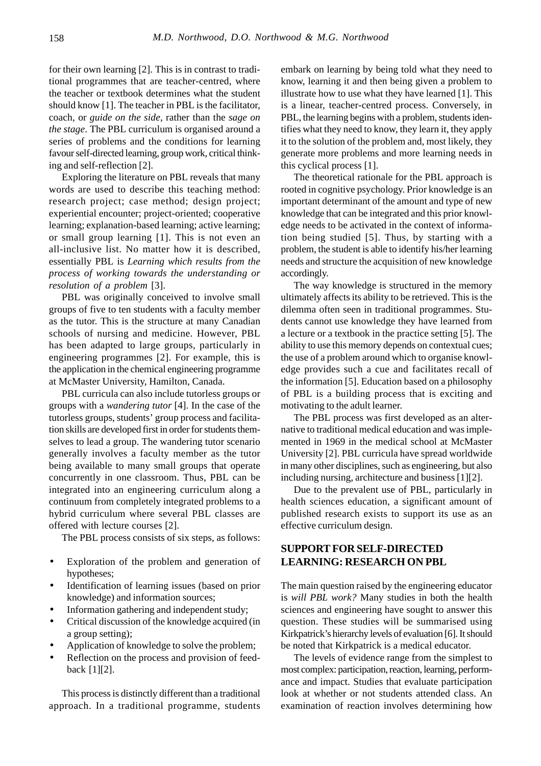for their own learning [2]. This is in contrast to traditional programmes that are teacher-centred, where the teacher or textbook determines what the student should know [1]. The teacher in PBL is the facilitator, coach, or *guide on the side*, rather than the *sage on the stage*. The PBL curriculum is organised around a series of problems and the conditions for learning favour self-directed learning, group work, critical thinking and self-reflection [2].

Exploring the literature on PBL reveals that many words are used to describe this teaching method: research project; case method; design project; experiential encounter; project-oriented; cooperative learning; explanation-based learning; active learning; or small group learning [1]. This is not even an all-inclusive list. No matter how it is described, essentially PBL is *Learning which results from the process of working towards the understanding or resolution of a problem* [3].

PBL was originally conceived to involve small groups of five to ten students with a faculty member as the tutor. This is the structure at many Canadian schools of nursing and medicine. However, PBL has been adapted to large groups, particularly in engineering programmes [2]. For example, this is the application in the chemical engineering programme at McMaster University, Hamilton, Canada.

PBL curricula can also include tutorless groups or groups with a *wandering tutor* [4]. In the case of the tutorless groups, students' group process and facilitation skills are developed first in order for students themselves to lead a group. The wandering tutor scenario generally involves a faculty member as the tutor being available to many small groups that operate concurrently in one classroom. Thus, PBL can be integrated into an engineering curriculum along a continuum from completely integrated problems to a hybrid curriculum where several PBL classes are offered with lecture courses [2].

The PBL process consists of six steps, as follows:

- Exploration of the problem and generation of hypotheses;
- Identification of learning issues (based on prior knowledge) and information sources;
- Information gathering and independent study;
- Critical discussion of the knowledge acquired (in a group setting);
- Application of knowledge to solve the problem;
- Reflection on the process and provision of feedback [1][2].

This process is distinctly different than a traditional approach. In a traditional programme, students embark on learning by being told what they need to know, learning it and then being given a problem to illustrate how to use what they have learned [1]. This is a linear, teacher-centred process. Conversely, in PBL, the learning begins with a problem, students identifies what they need to know, they learn it, they apply it to the solution of the problem and, most likely, they generate more problems and more learning needs in this cyclical process [1].

The theoretical rationale for the PBL approach is rooted in cognitive psychology. Prior knowledge is an important determinant of the amount and type of new knowledge that can be integrated and this prior knowledge needs to be activated in the context of information being studied [5]. Thus, by starting with a problem, the student is able to identify his/her learning needs and structure the acquisition of new knowledge accordingly.

The way knowledge is structured in the memory ultimately affects its ability to be retrieved. This is the dilemma often seen in traditional programmes. Students cannot use knowledge they have learned from a lecture or a textbook in the practice setting [5]. The ability to use this memory depends on contextual cues; the use of a problem around which to organise knowledge provides such a cue and facilitates recall of the information [5]. Education based on a philosophy of PBL is a building process that is exciting and motivating to the adult learner.

The PBL process was first developed as an alternative to traditional medical education and was implemented in 1969 in the medical school at McMaster University [2]. PBL curricula have spread worldwide in many other disciplines, such as engineering, but also including nursing, architecture and business [1][2].

Due to the prevalent use of PBL, particularly in health sciences education, a significant amount of published research exists to support its use as an effective curriculum design.

## SUPPORT FOR SELF-DIRECTED LEARNING: RESEARCH ON PBL

The main question raised by the engineering educator is *will PBL work?* Many studies in both the health sciences and engineering have sought to answer this question. These studies will be summarised using Kirkpatrick's hierarchy levels of evaluation [6]. It should be noted that Kirkpatrick is a medical educator.

The levels of evidence range from the simplest to most complex: participation, reaction, learning, performance and impact. Studies that evaluate participation look at whether or not students attended class. An examination of reaction involves determining how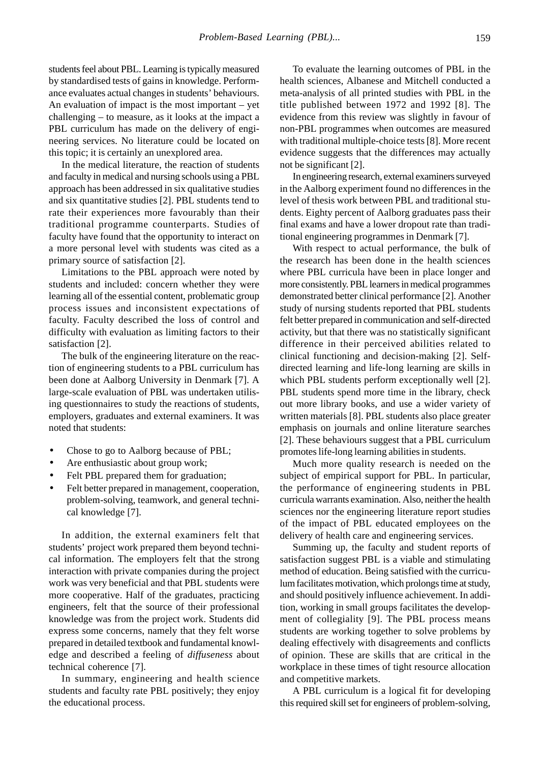students feel about PBL. Learning is typically measured by standardised tests of gains in knowledge. Performance evaluates actual changes in students' behaviours. An evaluation of impact is the most important – yet challenging – to measure, as it looks at the impact a PBL curriculum has made on the delivery of engineering services. No literature could be located on this topic; it is certainly an unexplored area.

In the medical literature, the reaction of students and faculty in medical and nursing schools using a PBL approach has been addressed in six qualitative studies and six quantitative studies [2]. PBL students tend to rate their experiences more favourably than their traditional programme counterparts. Studies of faculty have found that the opportunity to interact on a more personal level with students was cited as a primary source of satisfaction [2].

Limitations to the PBL approach were noted by students and included: concern whether they were learning all of the essential content, problematic group process issues and inconsistent expectations of faculty. Faculty described the loss of control and difficulty with evaluation as limiting factors to their satisfaction [2].

The bulk of the engineering literature on the reaction of engineering students to a PBL curriculum has been done at Aalborg University in Denmark [7]. A large-scale evaluation of PBL was undertaken utilising questionnaires to study the reactions of students, employers, graduates and external examiners. It was noted that students:

- Chose to go to Aalborg because of PBL;
- Are enthusiastic about group work;
- Felt PBL prepared them for graduation;
- Felt better prepared in management, cooperation, problem-solving, teamwork, and general technical knowledge [7].

In addition, the external examiners felt that students' project work prepared them beyond technical information. The employers felt that the strong interaction with private companies during the project work was very beneficial and that PBL students were more cooperative. Half of the graduates, practicing engineers, felt that the source of their professional knowledge was from the project work. Students did express some concerns, namely that they felt worse prepared in detailed textbook and fundamental knowledge and described a feeling of *diffuseness* about technical coherence [7].

In summary, engineering and health science students and faculty rate PBL positively; they enjoy the educational process.

To evaluate the learning outcomes of PBL in the health sciences, Albanese and Mitchell conducted a meta-analysis of all printed studies with PBL in the title published between 1972 and 1992 [8]. The evidence from this review was slightly in favour of non-PBL programmes when outcomes are measured with traditional multiple-choice tests [8]. More recent evidence suggests that the differences may actually not be significant [2].

In engineering research, external examiners surveyed in the Aalborg experiment found no differences in the level of thesis work between PBL and traditional students. Eighty percent of Aalborg graduates pass their final exams and have a lower dropout rate than traditional engineering programmes in Denmark [7].

With respect to actual performance, the bulk of the research has been done in the health sciences where PBL curricula have been in place longer and more consistently. PBL learners in medical programmes demonstrated better clinical performance [2]. Another study of nursing students reported that PBL students felt better prepared in communication and self-directed activity, but that there was no statistically significant difference in their perceived abilities related to clinical functioning and decision-making [2]. Self-directed learning and life-long learning are skills in which PBL students perform exceptionally well [2]. PBL students spend more time in the library, check out more library books, and use a wider variety of written materials [8]. PBL students also place greater emphasis on journals and online literature searches [2]. These behaviours suggest that a PBL curriculum promotes life-long learning abilities in students.

Much more quality research is needed on the subject of empirical support for PBL. In particular, the performance of engineering students in PBL curricula warrants examination. Also, neither the health sciences nor the engineering literature report studies of the impact of PBL educated employees on the delivery of health care and engineering services.

Summing up, the faculty and student reports of satisfaction suggest PBL is a viable and stimulating method of education. Being satisfied with the curriculum facilitates motivation, which prolongs time at study, and should positively influence achievement. In addition, working in small groups facilitates the development of collegiality [9]. The PBL process means students are working together to solve problems by dealing effectively with disagreements and conflicts of opinion. These are skills that are critical in the workplace in these times of tight resource allocation and competitive markets.

A PBL curriculum is a logical fit for developing this required skill set for engineers of problem-solving,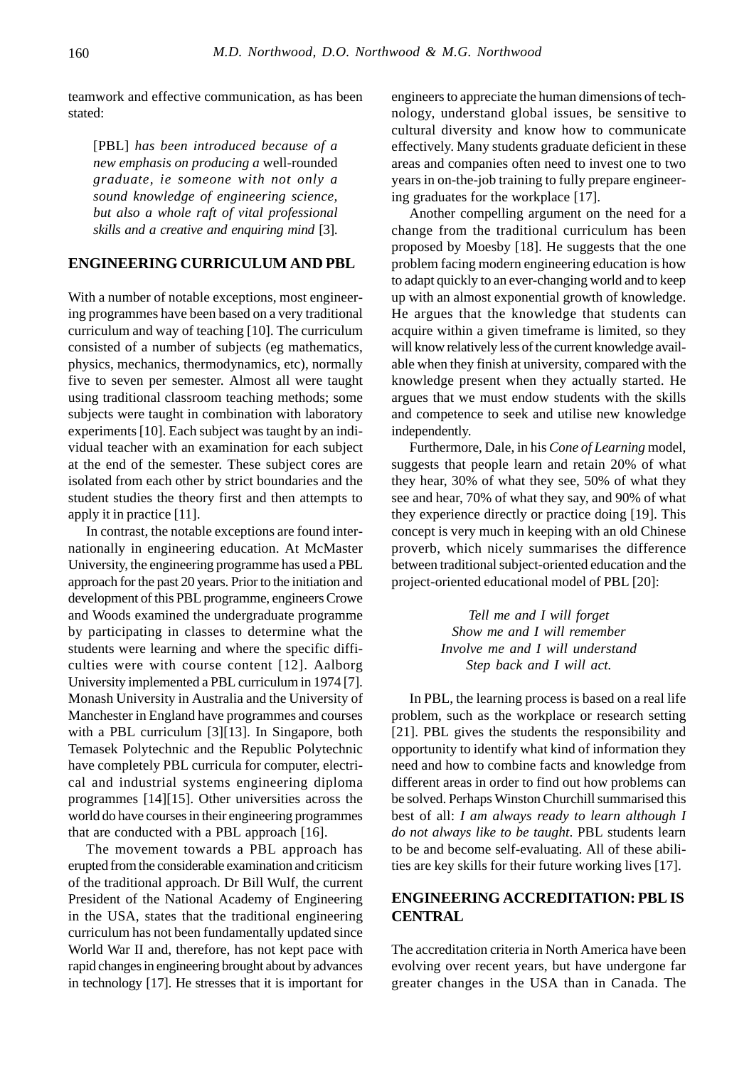teamwork and effective communication, as has been stated:

> [PBL] *has been introduced because of a new emphasis on producing a* well-rounded *graduate, ie someone with not only a sound knowledge of engineering science, but also a whole raft of vital professional skills and a creative and enquiring mind* [3].

## ENGINEERING CURRICULUM AND PBL

With a number of notable exceptions, most engineering programmes have been based on a very traditional curriculum and way of teaching [10]. The curriculum consisted of a number of subjects (eg mathematics, physics, mechanics, thermodynamics, etc), normally five to seven per semester. Almost all were taught using traditional classroom teaching methods; some subjects were taught in combination with laboratory experiments [10]. Each subject was taught by an individual teacher with an examination for each subject at the end of the semester. These subject cores are isolated from each other by strict boundaries and the student studies the theory first and then attempts to apply it in practice [11].

In contrast, the notable exceptions are found internationally in engineering education. At McMaster University, the engineering programme has used a PBL approach for the past 20 years. Prior to the initiation and development of this PBL programme, engineers Crowe and Woods examined the undergraduate programme by participating in classes to determine what the students were learning and where the specific difficulties were with course content [12]. Aalborg University implemented a PBL curriculum in 1974 [7]. Monash University in Australia and the University of Manchester in England have programmes and courses with a PBL curriculum [3][13]. In Singapore, both Temasek Polytechnic and the Republic Polytechnic have completely PBL curricula for computer, electrical and industrial systems engineering diploma programmes [14][15]. Other universities across the world do have courses in their engineering programmes that are conducted with a PBL approach [16].

The movement towards a PBL approach has erupted from the considerable examination and criticism of the traditional approach. Dr Bill Wulf, the current President of the National Academy of Engineering in the USA, states that the traditional engineering curriculum has not been fundamentally updated since World War II and, therefore, has not kept pace with rapid changes in engineering brought about by advances in technology [17]. He stresses that it is important for engineers to appreciate the human dimensions of technology, understand global issues, be sensitive to cultural diversity and know how to communicate effectively. Many students graduate deficient in these areas and companies often need to invest one to two years in on-the-job training to fully prepare engineering graduates for the workplace [17].

Another compelling argument on the need for a change from the traditional curriculum has been proposed by Moesby [18]. He suggests that the one problem facing modern engineering education is how to adapt quickly to an ever-changing world and to keep up with an almost exponential growth of knowledge. He argues that the knowledge that students can acquire within a given timeframe is limited, so they will know relatively less of the current knowledge available when they finish at university, compared with the knowledge present when they actually started. He argues that we must endow students with the skills and competence to seek and utilise new knowledge independently.

Furthermore, Dale, in his *Cone of Learning* model, suggests that people learn and retain 20% of what they hear, 30% of what they see, 50% of what they see and hear, 70% of what they say, and 90% of what they experience directly or practice doing [19]. This concept is very much in keeping with an old Chinese proverb, which nicely summarises the difference between traditional subject-oriented education and the project-oriented educational model of PBL [20]:

*Tell me and I will forget*
*Show me and I will remember*
*Involve me and I will understand*
*Step back and I will act.*

In PBL, the learning process is based on a real life problem, such as the workplace or research setting [21]. PBL gives the students the responsibility and opportunity to identify what kind of information they need and how to combine facts and knowledge from different areas in order to find out how problems can be solved. Perhaps Winston Churchill summarised this best of all: *I am always ready to learn although I do not always like to be taught*. PBL students learn to be and become self-evaluating. All of these abilities are key skills for their future working lives [17].

## ENGINEERING ACCREDITATION: PBL IS CENTRAL

The accreditation criteria in North America have been evolving over recent years, but have undergone far greater changes in the USA than in Canada. The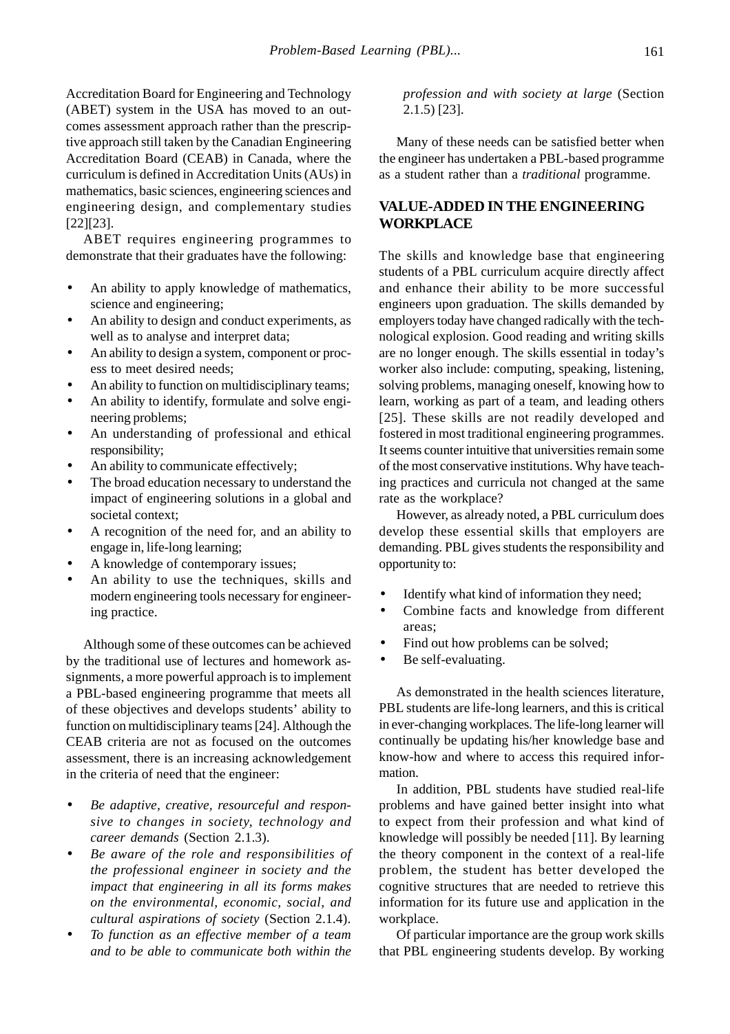Accreditation Board for Engineering and Technology (ABET) system in the USA has moved to an outcomes assessment approach rather than the prescriptive approach still taken by the Canadian Engineering Accreditation Board (CEAB) in Canada, where the curriculum is defined in Accreditation Units (AUs) in mathematics, basic sciences, engineering sciences and engineering design, and complementary studies [22][23].

ABET requires engineering programmes to demonstrate that their graduates have the following:

- An ability to apply knowledge of mathematics, science and engineering;
- An ability to design and conduct experiments, as well as to analyse and interpret data;
- An ability to design a system, component or process to meet desired needs;
- An ability to function on multidisciplinary teams;
- An ability to identify, formulate and solve engineering problems;
- An understanding of professional and ethical responsibility;
- An ability to communicate effectively;
- The broad education necessary to understand the impact of engineering solutions in a global and societal context;
- A recognition of the need for, and an ability to engage in, life-long learning;
- A knowledge of contemporary issues;
- An ability to use the techniques, skills and modern engineering tools necessary for engineering practice.

Although some of these outcomes can be achieved by the traditional use of lectures and homework assignments, a more powerful approach is to implement a PBL-based engineering programme that meets all of these objectives and develops students' ability to function on multidisciplinary teams [24]. Although the CEAB criteria are not as focused on the outcomes assessment, there is an increasing acknowledgement in the criteria of need that the engineer:

- *Be adaptive, creative, resourceful and responsive to changes in society, technology and career demands* (Section 2.1.3).
- *Be aware of the role and responsibilities of the professional engineer in society and the impact that engineering in all its forms makes on the environmental, economic, social, and cultural aspirations of society* (Section 2.1.4).
- *To function as an effective member of a team and to be able to communicate both within the profession and with society at large* (Section 2.1.5) [23].

Many of these needs can be satisfied better when the engineer has undertaken a PBL-based programme as a student rather than a *traditional* programme.

## VALUE-ADDED IN THE ENGINEERING WORKPLACE

The skills and knowledge base that engineering students of a PBL curriculum acquire directly affect and enhance their ability to be more successful engineers upon graduation. The skills demanded by employers today have changed radically with the technological explosion. Good reading and writing skills are no longer enough. The skills essential in today's worker also include: computing, speaking, listening, solving problems, managing oneself, knowing how to learn, working as part of a team, and leading others [25]. These skills are not readily developed and fostered in most traditional engineering programmes. It seems counter intuitive that universities remain some of the most conservative institutions. Why have teaching practices and curricula not changed at the same rate as the workplace?

However, as already noted, a PBL curriculum does develop these essential skills that employers are demanding. PBL gives students the responsibility and opportunity to:

- Identify what kind of information they need;
- Combine facts and knowledge from different areas;
- Find out how problems can be solved;
- Be self-evaluating.

As demonstrated in the health sciences literature, PBL students are life-long learners, and this is critical in ever-changing workplaces. The life-long learner will continually be updating his/her knowledge base and know-how and where to access this required information.

In addition, PBL students have studied real-life problems and have gained better insight into what to expect from their profession and what kind of knowledge will possibly be needed [11]. By learning the theory component in the context of a real-life problem, the student has better developed the cognitive structures that are needed to retrieve this information for its future use and application in the workplace.

Of particular importance are the group work skills that PBL engineering students develop. By working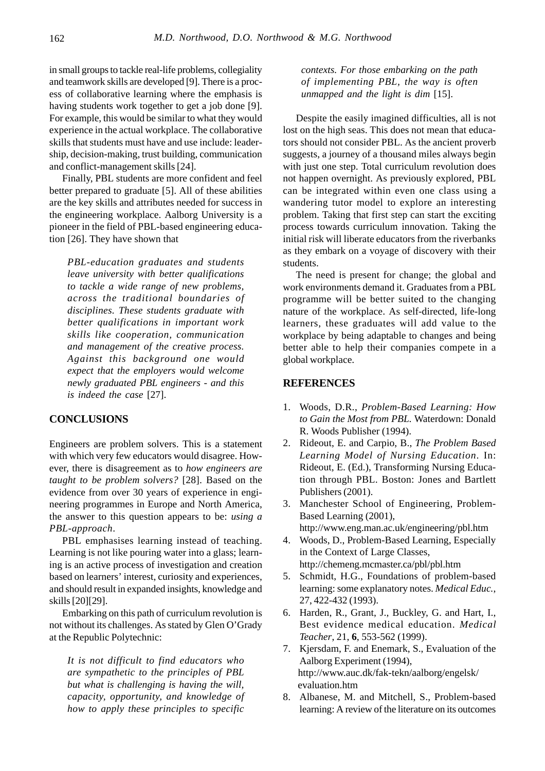in small groups to tackle real-life problems, collegiality and teamwork skills are developed [9]. There is a process of collaborative learning where the emphasis is having students work together to get a job done [9]. For example, this would be similar to what they would experience in the actual workplace. The collaborative skills that students must have and use include: leadership, decision-making, trust building, communication and conflict-management skills [24].

Finally, PBL students are more confident and feel better prepared to graduate [5]. All of these abilities are the key skills and attributes needed for success in the engineering workplace. Aalborg University is a pioneer in the field of PBL-based engineering education [26]. They have shown that

> *PBL-education graduates and students leave university with better qualifications to tackle a wide range of new problems, across the traditional boundaries of disciplines. These students graduate with better qualifications in important work skills like cooperation, communication and management of the creative process. Against this background one would expect that the employers would welcome newly graduated PBL engineers - and this is indeed the case* [27].

## CONCLUSIONS

Engineers are problem solvers. This is a statement with which very few educators would disagree. However, there is disagreement as to *how engineers are taught to be problem solvers?* [28]. Based on the evidence from over 30 years of experience in engineering programmes in Europe and North America, the answer to this question appears to be: *using a PBL-approach*.

PBL emphasises learning instead of teaching. Learning is not like pouring water into a glass; learning is an active process of investigation and creation based on learners' interest, curiosity and experiences, and should result in expanded insights, knowledge and skills [20][29].

Embarking on this path of curriculum revolution is not without its challenges. As stated by Glen O'Grady at the Republic Polytechnic:

> *It is not difficult to find educators who are sympathetic to the principles of PBL but what is challenging is having the will, capacity, opportunity, and knowledge of how to apply these principles to specific contexts. For those embarking on the path of implementing PBL, the way is often unmapped and the light is dim* [15].

Despite the easily imagined difficulties, all is not lost on the high seas. This does not mean that educators should not consider PBL. As the ancient proverb suggests, a journey of a thousand miles always begin with just one step. Total curriculum revolution does not happen overnight. As previously explored, PBL can be integrated within even one class using a wandering tutor model to explore an interesting problem. Taking that first step can start the exciting process towards curriculum innovation. Taking the initial risk will liberate educators from the riverbanks as they embark on a voyage of discovery with their students.

The need is present for change; the global and work environments demand it. Graduates from a PBL programme will be better suited to the changing nature of the workplace. As self-directed, life-long learners, these graduates will add value to the workplace by being adaptable to changes and being better able to help their companies compete in a global workplace.

## REFERENCES

1. Woods, D.R., *Problem-Based Learning: How to Gain the Most from PBL*. Waterdown: Donald R. Woods Publisher (1994).
2. Rideout, E. and Carpio, B., *The Problem Based Learning Model of Nursing Education*. In: Rideout, E. (Ed.), Transforming Nursing Education through PBL. Boston: Jones and Bartlett Publishers (2001).
3. Manchester School of Engineering, Problem-Based Learning (2001), http://www.eng.man.ac.uk/engineering/pbl.htm
4. Woods, D., Problem-Based Learning, Especially in the Context of Large Classes, http://chemeng.mcmaster.ca/pbl/pbl.htm
5. Schmidt, H.G., Foundations of problem-based learning: some explanatory notes. *Medical Educ.*, 27, 422-432 (1993).
6. Harden, R., Grant, J., Buckley, G. and Hart, I., Best evidence medical education. *Medical Teacher*, 21, **6**, 553-562 (1999).
7. Kjersdam, F. and Enemark, S., Evaluation of the Aalborg Experiment (1994), http://www.auc.dk/fak-tekn/aalborg/engelsk/evaluation.htm
8. Albanese, M. and Mitchell, S., Problem-based learning: A review of the literature on its outcomes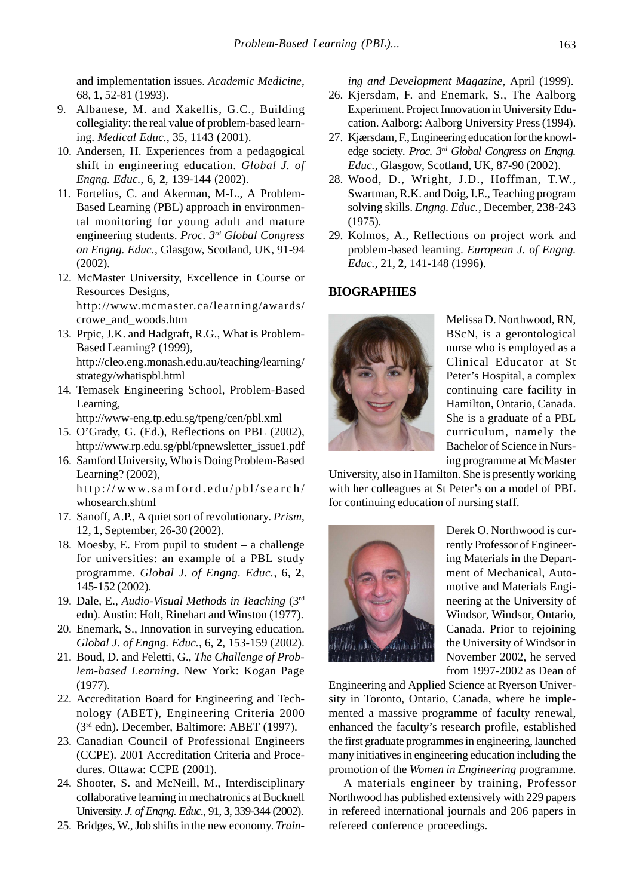and implementation issues. *Academic Medicine*, 68, **1**, 52-81 (1993).

9. Albanese, M. and Xakellis, G.C., Building collegiality: the real value of problem-based learning. *Medical Educ.*, 35, 1143 (2001).
10. Andersen, H. Experiences from a pedagogical shift in engineering education. *Global J. of Engng. Educ.*, 6, **2**, 139-144 (2002).
11. Fortelius, C. and Akerman, M-L., A Problem-Based Learning (PBL) approach in environmental monitoring for young adult and mature engineering students. *Proc. 3rd Global Congress on Engng. Educ.*, Glasgow, Scotland, UK, 91-94 (2002).
12. McMaster University, Excellence in Course or Resources Designs, http://www.mcmaster.ca/learning/awards/crowe_and_woods.htm
13. Prpic, J.K. and Hadgraft, R.G., What is Problem-Based Learning? (1999), http://cleo.eng.monash.edu.au/teaching/learning/strategy/whatispbl.html
14. Temasek Engineering School, Problem-Based Learning, http://www-eng.tp.edu.sg/tpeng/cen/pbl.xml
15. O'Grady, G. (Ed.), Reflections on PBL (2002), http://www.rp.edu.sg/pbl/rpnewsletter_issue1.pdf
16. Samford University, Who is Doing Problem-Based Learning? (2002), http://www.samford.edu/pbl/search/whosearch.shtml
17. Sanoff, A.P., A quiet sort of revolutionary. *Prism*, 12, **1**, September, 26-30 (2002).
18. Moesby, E. From pupil to student – a challenge for universities: an example of a PBL study programme. *Global J. of Engng. Educ.*, 6, **2**, 145-152 (2002).
19. Dale, E., *Audio-Visual Methods in Teaching* (3rd edn). Austin: Holt, Rinehart and Winston (1977).
20. Enemark, S., Innovation in surveying education. *Global J. of Engng. Educ.*, 6, **2**, 153-159 (2002).
21. Boud, D. and Feletti, G., *The Challenge of Problem-based Learning*. New York: Kogan Page (1977).
22. Accreditation Board for Engineering and Technology (ABET), Engineering Criteria 2000 (3rd edn). December, Baltimore: ABET (1997).
23. Canadian Council of Professional Engineers (CCPE). 2001 Accreditation Criteria and Procedures. Ottawa: CCPE (2001).
24. Shooter, S. and McNeill, M., Interdisciplinary collaborative learning in mechatronics at Bucknell University. *J. of Engng. Educ.*, 91, **3**, 339-344 (2002).
25. Bridges, W., Job shifts in the new economy. *Training and Development Magazine*, April (1999).
26. Kjersdam, F. and Enemark, S., The Aalborg Experiment. Project Innovation in University Education. Aalborg: Aalborg University Press (1994).
27. Kjærsdam, F., Engineering education for the knowledge society. *Proc. 3rd Global Congress on Engng. Educ.*, Glasgow, Scotland, UK, 87-90 (2002).
28. Wood, D., Wright, J.D., Hoffman, T.W., Swartman, R.K. and Doig, I.E., Teaching program solving skills. *Engng. Educ.*, December, 238-243 (1975).
29. Kolmos, A., Reflections on project work and problem-based learning. *European J. of Engng. Educ.*, 21, **2**, 141-148 (1996).

## BIOGRAPHIES

Melissa D. Northwood, RN, BScN, is a gerontological nurse who is employed as a Clinical Educator at St Peter's Hospital, a complex continuing care facility in Hamilton, Ontario, Canada. She is a graduate of a PBL curriculum, namely the Bachelor of Science in Nursing programme at McMaster University, also in Hamilton. She is presently working with her colleagues at St Peter's on a model of PBL for continuing education of nursing staff.

Derek O. Northwood is currently Professor of Engineering Materials in the Department of Mechanical, Automotive and Materials Engineering at the University of Windsor, Windsor, Ontario, Canada. Prior to rejoining the University of Windsor in November 2002, he served from 1997-2002 as Dean of Engineering and Applied Science at Ryerson University in Toronto, Ontario, Canada, where he implemented a massive programme of faculty renewal, enhanced the faculty's research profile, established the first graduate programmes in engineering, launched many initiatives in engineering education including the promotion of the *Women in Engineering* programme.

A materials engineer by training, Professor Northwood has published extensively with 229 papers in refereed international journals and 206 papers in refereed conference proceedings.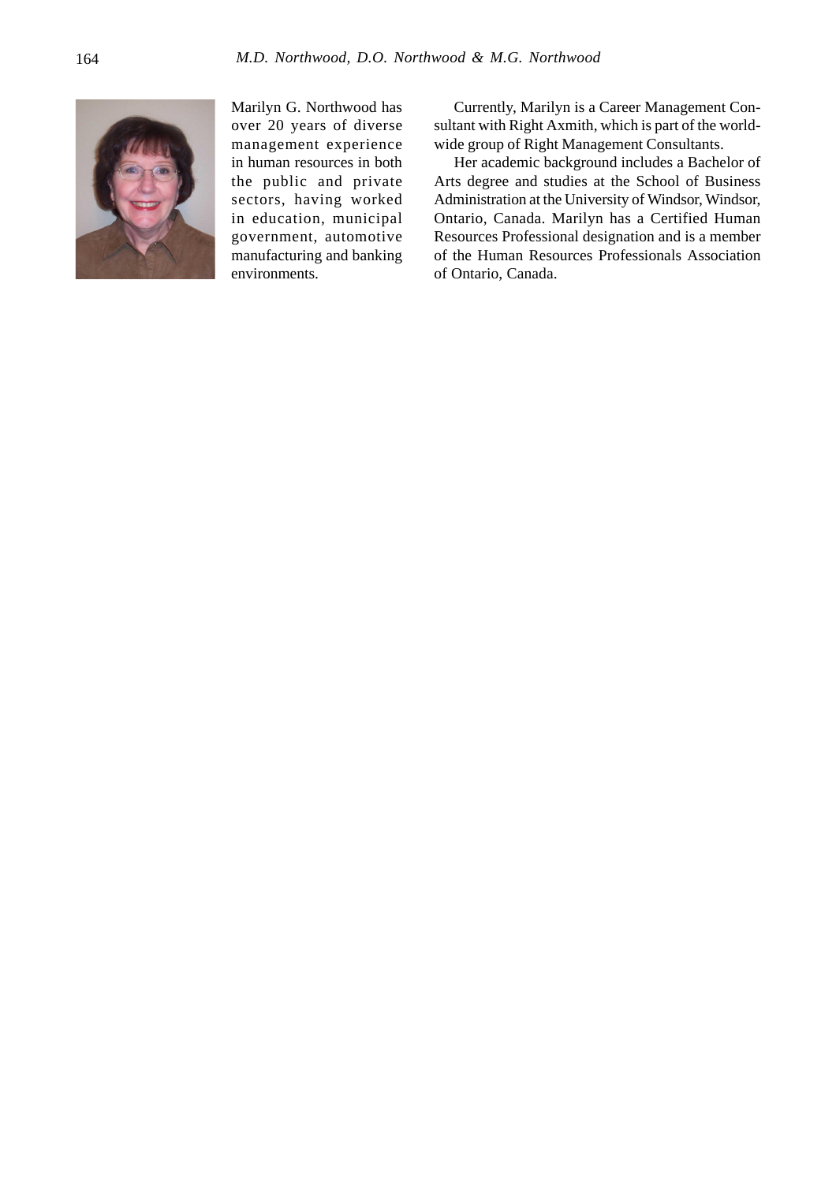Marilyn G. Northwood has over 20 years of diverse management experience in human resources in both the public and private sectors, having worked in education, municipal government, automotive manufacturing and banking environments.

Currently, Marilyn is a Career Management Consultant with Right Axmith, which is part of the worldwide group of Right Management Consultants.

Her academic background includes a Bachelor of Arts degree and studies at the School of Business Administration at the University of Windsor, Windsor, Ontario, Canada. Marilyn has a Certified Human Resources Professional designation and is a member of the Human Resources Professionals Association of Ontario, Canada.